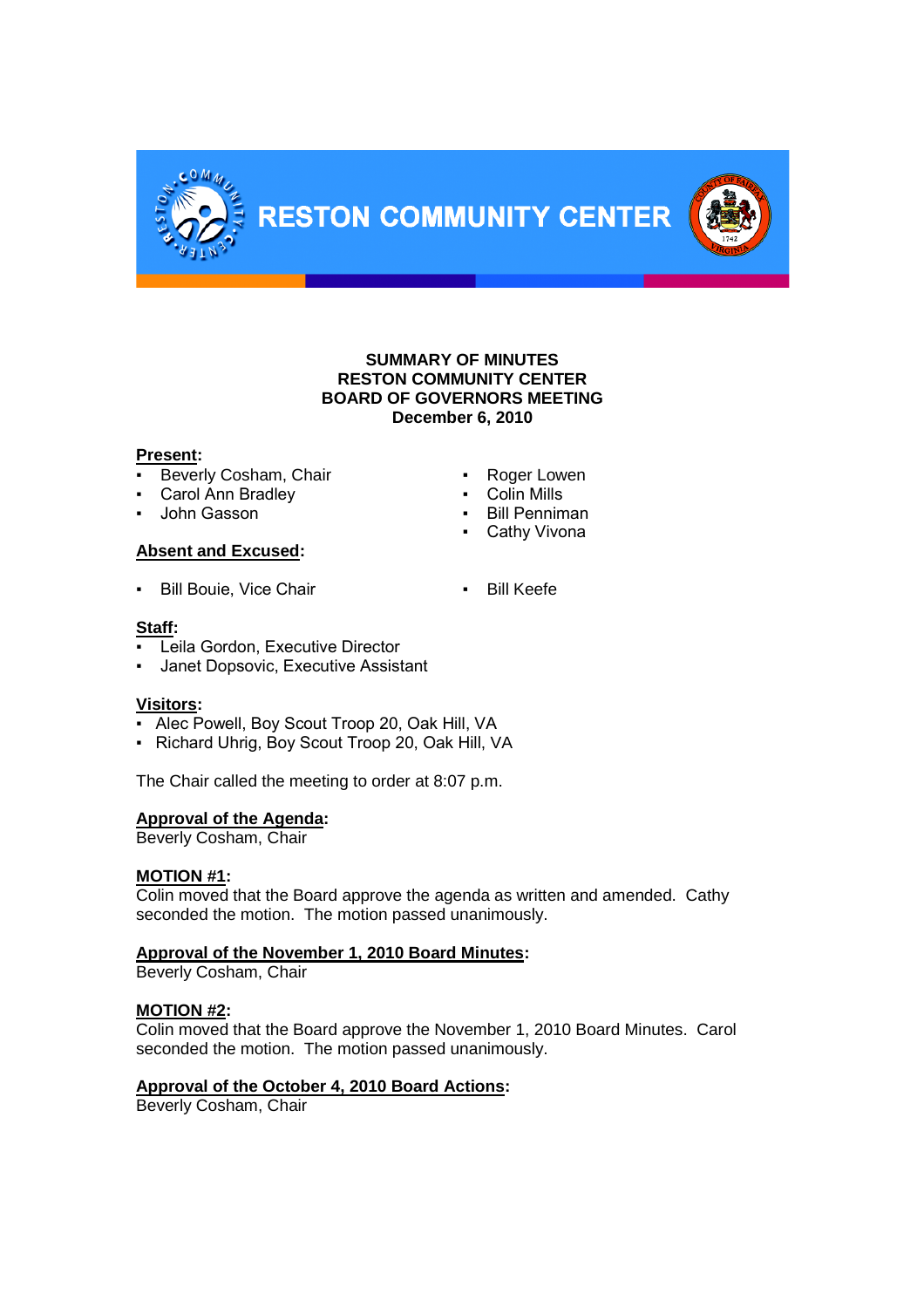RESTON COMMUNITY CENTER

# SUMMARY OF MINUTES
# RESTON COMMUNITY CENTER
# BOARD OF GOVERNORS MEETING
# December 6, 2010

**Present:**

- Beverly Cosham, Chair
- Carol Ann Bradley
- John Gasson
- Roger Lowen
- Colin Mills
- Bill Penniman
- Cathy Vivona

**Absent and Excused:**

- Bill Bouie, Vice Chair
- Bill Keefe

**Staff:**

- Leila Gordon, Executive Director
- Janet Dopsovic, Executive Assistant

**Visitors:**

- Alec Powell, Boy Scout Troop 20, Oak Hill, VA
- Richard Uhrig, Boy Scout Troop 20, Oak Hill, VA

The Chair called the meeting to order at 8:07 p.m.

**Approval of the Agenda:**
Beverly Cosham, Chair

**MOTION #1:**
Colin moved that the Board approve the agenda as written and amended. Cathy seconded the motion. The motion passed unanimously.

**Approval of the November 1, 2010 Board Minutes:**
Beverly Cosham, Chair

**MOTION #2:**
Colin moved that the Board approve the November 1, 2010 Board Minutes. Carol seconded the motion. The motion passed unanimously.

**Approval of the October 4, 2010 Board Actions:**
Beverly Cosham, Chair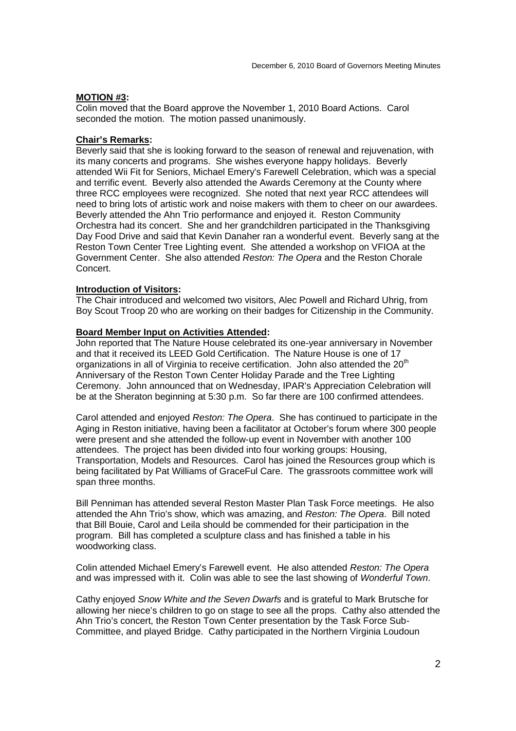**MOTION #3:**
Colin moved that the Board approve the November 1, 2010 Board Actions. Carol seconded the motion. The motion passed unanimously.

**Chair's Remarks:**
Beverly said that she is looking forward to the season of renewal and rejuvenation, with its many concerts and programs. She wishes everyone happy holidays. Beverly attended Wii Fit for Seniors, Michael Emery's Farewell Celebration, which was a special and terrific event. Beverly also attended the Awards Ceremony at the County where three RCC employees were recognized. She noted that next year RCC attendees will need to bring lots of artistic work and noise makers with them to cheer on our awardees. Beverly attended the Ahn Trio performance and enjoyed it. Reston Community Orchestra had its concert. She and her grandchildren participated in the Thanksgiving Day Food Drive and said that Kevin Danaher ran a wonderful event. Beverly sang at the Reston Town Center Tree Lighting event. She attended a workshop on VFIOA at the Government Center. She also attended *Reston: The Opera* and the Reston Chorale Concert.

**Introduction of Visitors:**
The Chair introduced and welcomed two visitors, Alec Powell and Richard Uhrig, from Boy Scout Troop 20 who are working on their badges for Citizenship in the Community.

**Board Member Input on Activities Attended:**
John reported that The Nature House celebrated its one-year anniversary in November and that it received its LEED Gold Certification. The Nature House is one of 17 organizations in all of Virginia to receive certification. John also attended the 20th Anniversary of the Reston Town Center Holiday Parade and the Tree Lighting Ceremony. John announced that on Wednesday, IPAR's Appreciation Celebration will be at the Sheraton beginning at 5:30 p.m. So far there are 100 confirmed attendees.

Carol attended and enjoyed *Reston: The Opera*. She has continued to participate in the Aging in Reston initiative, having been a facilitator at October's forum where 300 people were present and she attended the follow-up event in November with another 100 attendees. The project has been divided into four working groups: Housing, Transportation, Models and Resources. Carol has joined the Resources group which is being facilitated by Pat Williams of GraceFul Care. The grassroots committee work will span three months.

Bill Penniman has attended several Reston Master Plan Task Force meetings. He also attended the Ahn Trio's show, which was amazing, and *Reston: The Opera*. Bill noted that Bill Bouie, Carol and Leila should be commended for their participation in the program. Bill has completed a sculpture class and has finished a table in his woodworking class.

Colin attended Michael Emery's Farewell event. He also attended *Reston: The Opera* and was impressed with it. Colin was able to see the last showing of *Wonderful Town*.

Cathy enjoyed *Snow White and the Seven Dwarfs* and is grateful to Mark Brutsche for allowing her niece's children to go on stage to see all the props. Cathy also attended the Ahn Trio's concert, the Reston Town Center presentation by the Task Force Sub-Committee, and played Bridge. Cathy participated in the Northern Virginia Loudoun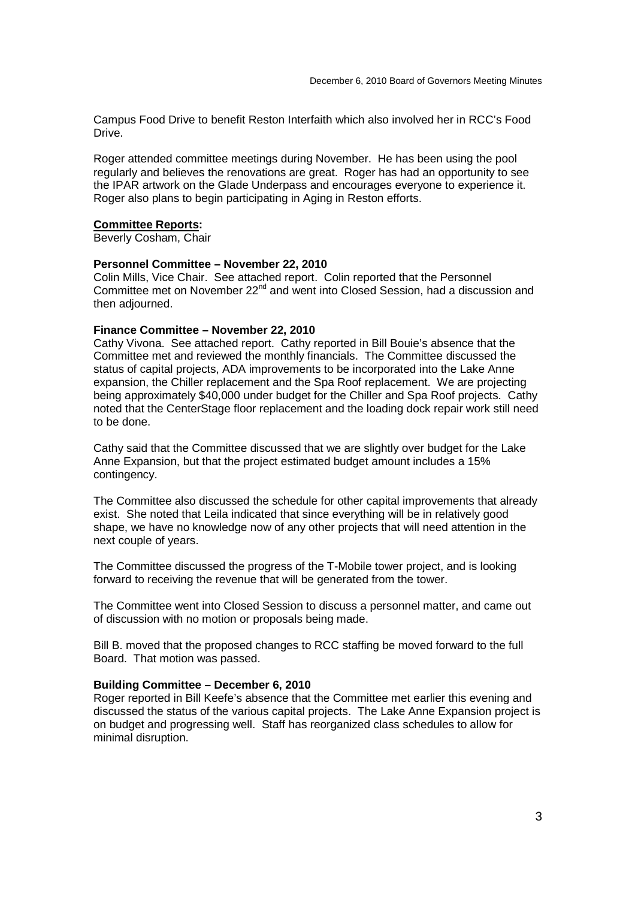Campus Food Drive to benefit Reston Interfaith which also involved her in RCC's Food Drive.

Roger attended committee meetings during November. He has been using the pool regularly and believes the renovations are great. Roger has had an opportunity to see the IPAR artwork on the Glade Underpass and encourages everyone to experience it. Roger also plans to begin participating in Aging in Reston efforts.

**Committee Reports:**

Beverly Cosham, Chair

**Personnel Committee – November 22, 2010**

Colin Mills, Vice Chair. See attached report. Colin reported that the Personnel Committee met on November 22nd and went into Closed Session, had a discussion and then adjourned.

**Finance Committee – November 22, 2010**

Cathy Vivona. See attached report. Cathy reported in Bill Bouie's absence that the Committee met and reviewed the monthly financials. The Committee discussed the status of capital projects, ADA improvements to be incorporated into the Lake Anne expansion, the Chiller replacement and the Spa Roof replacement. We are projecting being approximately $40,000 under budget for the Chiller and Spa Roof projects. Cathy noted that the CenterStage floor replacement and the loading dock repair work still need to be done.

Cathy said that the Committee discussed that we are slightly over budget for the Lake Anne Expansion, but that the project estimated budget amount includes a 15% contingency.

The Committee also discussed the schedule for other capital improvements that already exist. She noted that Leila indicated that since everything will be in relatively good shape, we have no knowledge now of any other projects that will need attention in the next couple of years.

The Committee discussed the progress of the T-Mobile tower project, and is looking forward to receiving the revenue that will be generated from the tower.

The Committee went into Closed Session to discuss a personnel matter, and came out of discussion with no motion or proposals being made.

Bill B. moved that the proposed changes to RCC staffing be moved forward to the full Board. That motion was passed.

**Building Committee – December 6, 2010**

Roger reported in Bill Keefe's absence that the Committee met earlier this evening and discussed the status of the various capital projects. The Lake Anne Expansion project is on budget and progressing well. Staff has reorganized class schedules to allow for minimal disruption.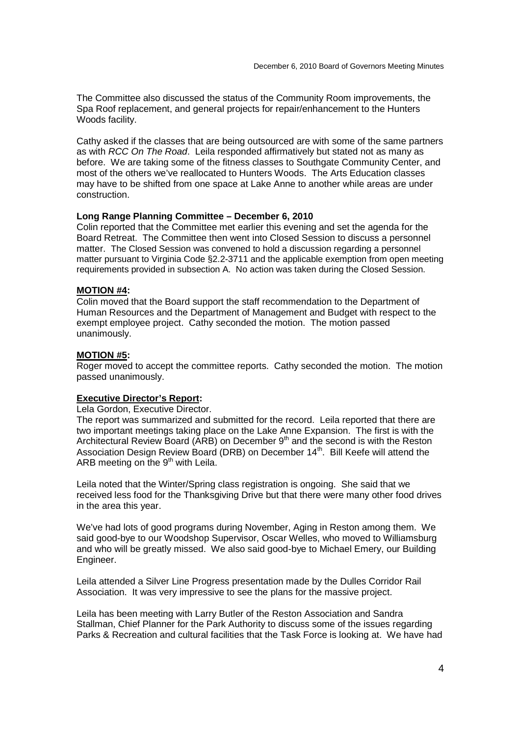The Committee also discussed the status of the Community Room improvements, the Spa Roof replacement, and general projects for repair/enhancement to the Hunters Woods facility.

Cathy asked if the classes that are being outsourced are with some of the same partners as with *RCC On The Road*. Leila responded affirmatively but stated not as many as before. We are taking some of the fitness classes to Southgate Community Center, and most of the others we've reallocated to Hunters Woods. The Arts Education classes may have to be shifted from one space at Lake Anne to another while areas are under construction.

**Long Range Planning Committee – December 6, 2010**
Colin reported that the Committee met earlier this evening and set the agenda for the Board Retreat. The Committee then went into Closed Session to discuss a personnel matter. The Closed Session was convened to hold a discussion regarding a personnel matter pursuant to Virginia Code §2.2-3711 and the applicable exemption from open meeting requirements provided in subsection A. No action was taken during the Closed Session.

**MOTION #4:**
Colin moved that the Board support the staff recommendation to the Department of Human Resources and the Department of Management and Budget with respect to the exempt employee project. Cathy seconded the motion. The motion passed unanimously.

**MOTION #5:**
Roger moved to accept the committee reports. Cathy seconded the motion. The motion passed unanimously.

**Executive Director's Report:**
Lela Gordon, Executive Director.
The report was summarized and submitted for the record. Leila reported that there are two important meetings taking place on the Lake Anne Expansion. The first is with the Architectural Review Board (ARB) on December 9th and the second is with the Reston Association Design Review Board (DRB) on December 14th. Bill Keefe will attend the ARB meeting on the 9th with Leila.

Leila noted that the Winter/Spring class registration is ongoing. She said that we received less food for the Thanksgiving Drive but that there were many other food drives in the area this year.

We've had lots of good programs during November, Aging in Reston among them. We said good-bye to our Woodshop Supervisor, Oscar Welles, who moved to Williamsburg and who will be greatly missed. We also said good-bye to Michael Emery, our Building Engineer.

Leila attended a Silver Line Progress presentation made by the Dulles Corridor Rail Association. It was very impressive to see the plans for the massive project.

Leila has been meeting with Larry Butler of the Reston Association and Sandra Stallman, Chief Planner for the Park Authority to discuss some of the issues regarding Parks & Recreation and cultural facilities that the Task Force is looking at. We have had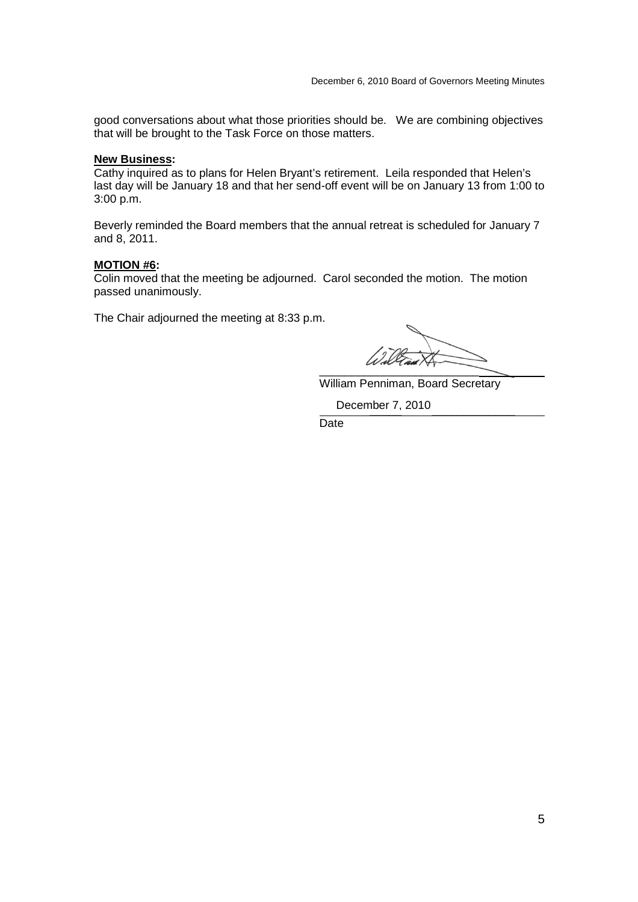good conversations about what those priorities should be. We are combining objectives that will be brought to the Task Force on those matters.

**New Business:**

Cathy inquired as to plans for Helen Bryant's retirement. Leila responded that Helen's last day will be January 18 and that her send-off event will be on January 13 from 1:00 to 3:00 p.m.

Beverly reminded the Board members that the annual retreat is scheduled for January 7 and 8, 2011.

**MOTION #6:**

Colin moved that the meeting be adjourned. Carol seconded the motion. The motion passed unanimously.

The Chair adjourned the meeting at 8:33 p.m.

William Penniman, Board Secretary

December 7, 2010

Date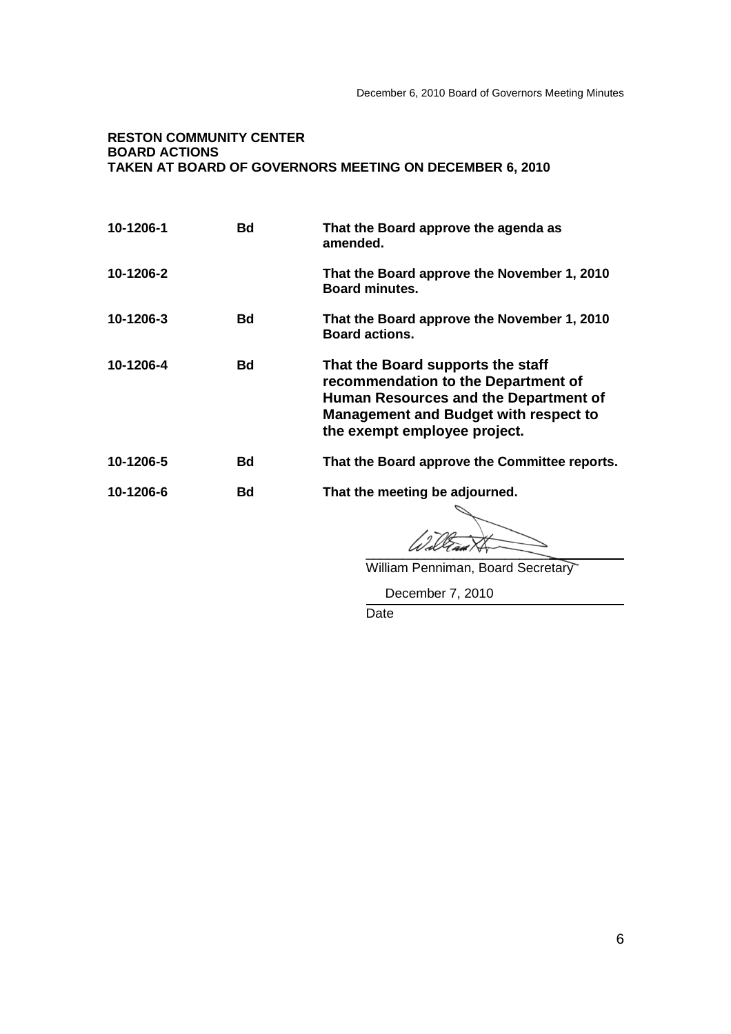**RESTON COMMUNITY CENTER**
**BOARD ACTIONS**
**TAKEN AT BOARD OF GOVERNORS MEETING ON DECEMBER 6, 2010**

| | | |
|---|---|---|
| **10-1206-1** | **Bd** | **That the Board approve the agenda as amended.** |
| **10-1206-2** | | **That the Board approve the November 1, 2010 Board minutes.** |
| **10-1206-3** | **Bd** | **That the Board approve the November 1, 2010 Board actions.** |
| **10-1206-4** | **Bd** | **That the Board supports the staff recommendation to the Department of Human Resources and the Department of Management and Budget with respect to the exempt employee project.** |
| **10-1206-5** | **Bd** | **That the Board approve the Committee reports.** |
| **10-1206-6** | **Bd** | **That the meeting be adjourned.** |

William Penniman, Board Secretary

December 7, 2010
Date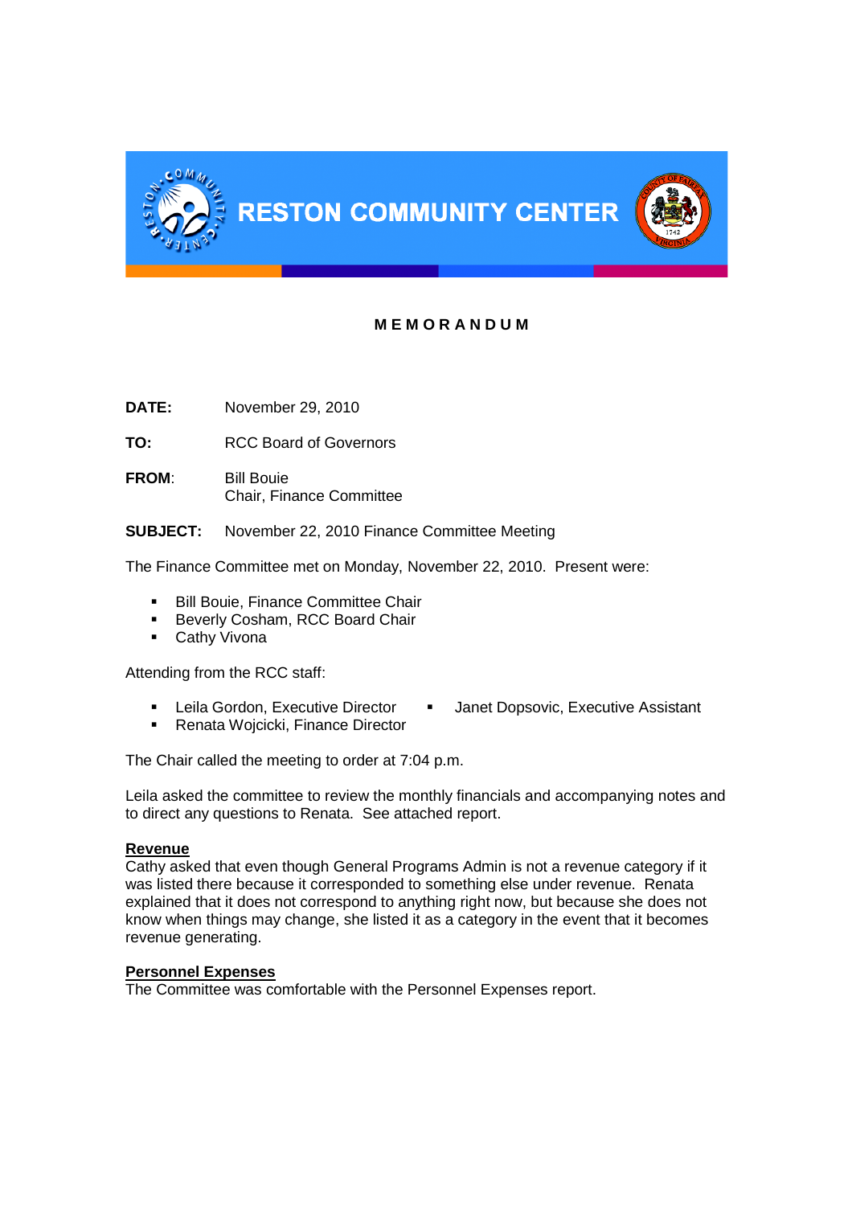**RESTON COMMUNITY CENTER**

# M E M O R A N D U M

**DATE:** November 29, 2010

**TO:** RCC Board of Governors

**FROM**: Bill Bouie
Chair, Finance Committee

**SUBJECT:** November 22, 2010 Finance Committee Meeting

The Finance Committee met on Monday, November 22, 2010. Present were:

- Bill Bouie, Finance Committee Chair
- Beverly Cosham, RCC Board Chair
- Cathy Vivona

Attending from the RCC staff:

- Leila Gordon, Executive Director
- Renata Wojcicki, Finance Director
- Janet Dopsovic, Executive Assistant

The Chair called the meeting to order at 7:04 p.m.

Leila asked the committee to review the monthly financials and accompanying notes and to direct any questions to Renata. See attached report.

**Revenue**

Cathy asked that even though General Programs Admin is not a revenue category if it was listed there because it corresponded to something else under revenue. Renata explained that it does not correspond to anything right now, but because she does not know when things may change, she listed it as a category in the event that it becomes revenue generating.

**Personnel Expenses**

The Committee was comfortable with the Personnel Expenses report.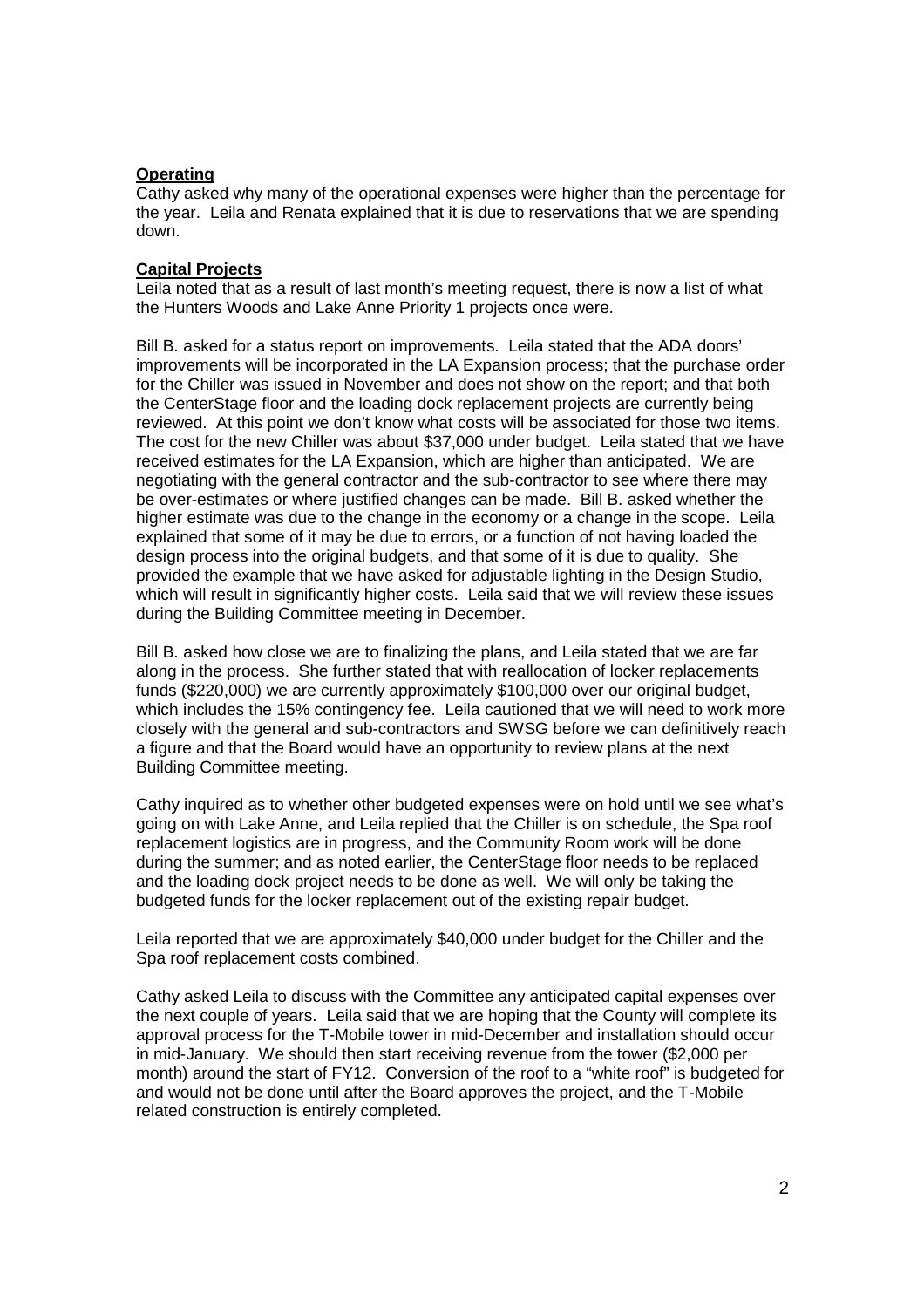**Operating**

Cathy asked why many of the operational expenses were higher than the percentage for the year. Leila and Renata explained that it is due to reservations that we are spending down.

**Capital Projects**

Leila noted that as a result of last month's meeting request, there is now a list of what the Hunters Woods and Lake Anne Priority 1 projects once were.

Bill B. asked for a status report on improvements. Leila stated that the ADA doors' improvements will be incorporated in the LA Expansion process; that the purchase order for the Chiller was issued in November and does not show on the report; and that both the CenterStage floor and the loading dock replacement projects are currently being reviewed. At this point we don't know what costs will be associated for those two items. The cost for the new Chiller was about $37,000 under budget. Leila stated that we have received estimates for the LA Expansion, which are higher than anticipated. We are negotiating with the general contractor and the sub-contractor to see where there may be over-estimates or where justified changes can be made. Bill B. asked whether the higher estimate was due to the change in the economy or a change in the scope. Leila explained that some of it may be due to errors, or a function of not having loaded the design process into the original budgets, and that some of it is due to quality. She provided the example that we have asked for adjustable lighting in the Design Studio, which will result in significantly higher costs. Leila said that we will review these issues during the Building Committee meeting in December.

Bill B. asked how close we are to finalizing the plans, and Leila stated that we are far along in the process. She further stated that with reallocation of locker replacements funds ($220,000) we are currently approximately $100,000 over our original budget, which includes the 15% contingency fee. Leila cautioned that we will need to work more closely with the general and sub-contractors and SWSG before we can definitively reach a figure and that the Board would have an opportunity to review plans at the next Building Committee meeting.

Cathy inquired as to whether other budgeted expenses were on hold until we see what's going on with Lake Anne, and Leila replied that the Chiller is on schedule, the Spa roof replacement logistics are in progress, and the Community Room work will be done during the summer; and as noted earlier, the CenterStage floor needs to be replaced and the loading dock project needs to be done as well. We will only be taking the budgeted funds for the locker replacement out of the existing repair budget.

Leila reported that we are approximately $40,000 under budget for the Chiller and the Spa roof replacement costs combined.

Cathy asked Leila to discuss with the Committee any anticipated capital expenses over the next couple of years. Leila said that we are hoping that the County will complete its approval process for the T-Mobile tower in mid-December and installation should occur in mid-January. We should then start receiving revenue from the tower ($2,000 per month) around the start of FY12. Conversion of the roof to a "white roof" is budgeted for and would not be done until after the Board approves the project, and the T-Mobile related construction is entirely completed.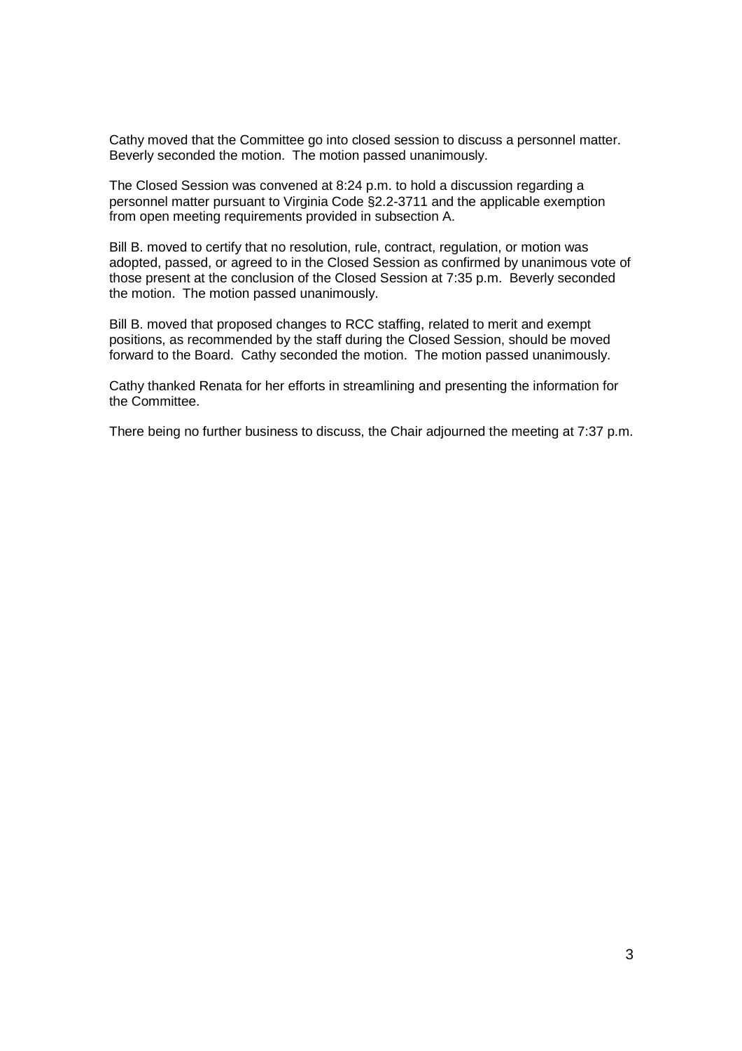Cathy moved that the Committee go into closed session to discuss a personnel matter. Beverly seconded the motion. The motion passed unanimously.

The Closed Session was convened at 8:24 p.m. to hold a discussion regarding a personnel matter pursuant to Virginia Code §2.2-3711 and the applicable exemption from open meeting requirements provided in subsection A.

Bill B. moved to certify that no resolution, rule, contract, regulation, or motion was adopted, passed, or agreed to in the Closed Session as confirmed by unanimous vote of those present at the conclusion of the Closed Session at 7:35 p.m. Beverly seconded the motion. The motion passed unanimously.

Bill B. moved that proposed changes to RCC staffing, related to merit and exempt positions, as recommended by the staff during the Closed Session, should be moved forward to the Board. Cathy seconded the motion. The motion passed unanimously.

Cathy thanked Renata for her efforts in streamlining and presenting the information for the Committee.

There being no further business to discuss, the Chair adjourned the meeting at 7:37 p.m.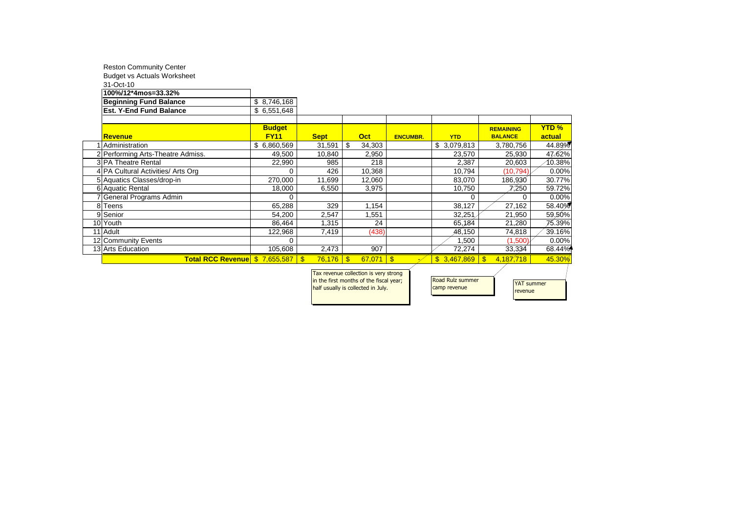Reston Community Center

Budget vs Actuals Worksheet

31-Oct-10

| **100%/12*4mos=33.32%** | |
|---|---|
| **Beginning Fund Balance** | $ 8,746,168 |
| **Est. Y-End Fund Balance** | $ 6,551,648 |

| | **Revenue** | **Budget FY11** | **Sept** | **Oct** | **ENCUMBR.** | **YTD** | **REMAINING BALANCE** | **YTD % actual** |
|---|---|---|---|---|---|---|---|---|
| 1 | Administration | $ 6,860,569 | 31,591 | $ 34,303 | | $ 3,079,813 | 3,780,756 | 44.89% |
| 2 | Performing Arts-Theatre Admiss. | 49,500 | 10,840 | 2,950 | | 23,570 | 25,930 | 47.62% |
| 3 | PA Theatre Rental | 22,990 | 985 | 218 | | 2,387 | 20,603 | 10.38% |
| 4 | PA Cultural Activities/ Arts Org | 0 | 426 | 10,368 | | 10,794 | (10,794) | 0.00% |
| 5 | Aquatics Classes/drop-in | 270,000 | 11,699 | 12,060 | | 83,070 | 186,930 | 30.77% |
| 6 | Aquatic Rental | 18,000 | 6,550 | 3,975 | | 10,750 | 7,250 | 59.72% |
| 7 | General Programs Admin | 0 | | | | 0 | 0 | 0.00% |
| 8 | Teens | 65,288 | 329 | 1,154 | | 38,127 | 27,162 | 58.40% |
| 9 | Senior | 54,200 | 2,547 | 1,551 | | 32,251 | 21,950 | 59.50% |
| 10 | Youth | 86,464 | 1,315 | 24 | | 65,184 | 21,280 | 75.39% |
| 11 | Adult | 122,968 | 7,419 | (438) | | 48,150 | 74,818 | 39.16% |
| 12 | Community Events | 0 | | | | 1,500 | (1,500) | 0.00% |
| 13 | Arts Education | 105,608 | 2,473 | 907 | | 72,274 | 33,334 | 68.44% |
| | **Total RCC Revenue** | **$ 7,655,587** | **$ 76,176** | **$ 67,071** | **$ -** | **$ 3,467,869** | **$ 4,187,718** | **45.30%** |

Tax revenue collection is very strong in the first months of the fiscal year; half usually is collected in July.

Road Rulz summer camp revenue

YAT summer revenue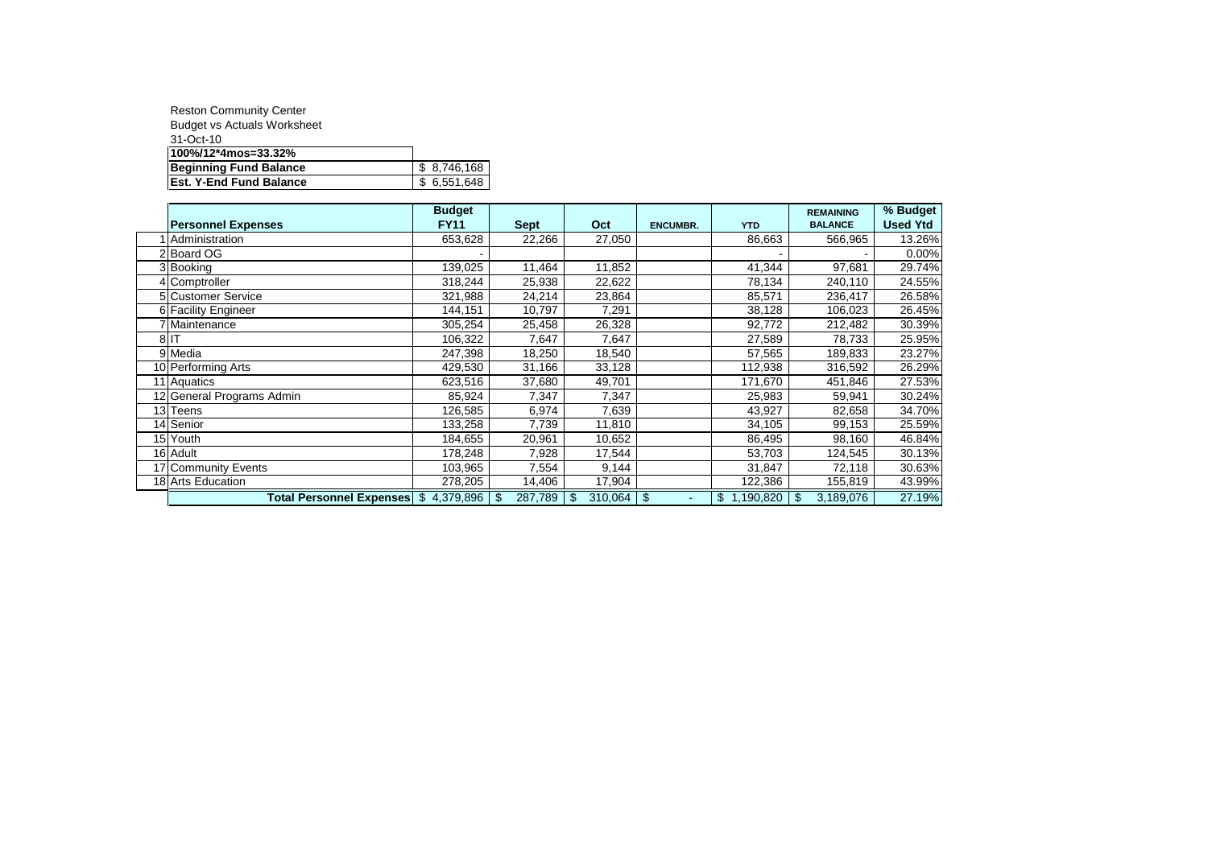Reston Community Center

Budget vs Actuals Worksheet

31-Oct-10

| | |
|---|---|
| **100%/12*4mos=33.32%** | |
| **Beginning Fund Balance** | $ 8,746,168 |
| **Est. Y-End Fund Balance** | $ 6,551,648 |

| | Personnel Expenses | Budget FY11 | Sept | Oct | ENCUMBR. | YTD | REMAINING BALANCE | % Budget Used Ytd |
|---|---|---|---|---|---|---|---|---|
| 1 | Administration | 653,628 | 22,266 | 27,050 | | 86,663 | 566,965 | 13.26% |
| 2 | Board OG | - | | | | - | - | 0.00% |
| 3 | Booking | 139,025 | 11,464 | 11,852 | | 41,344 | 97,681 | 29.74% |
| 4 | Comptroller | 318,244 | 25,938 | 22,622 | | 78,134 | 240,110 | 24.55% |
| 5 | Customer Service | 321,988 | 24,214 | 23,864 | | 85,571 | 236,417 | 26.58% |
| 6 | Facility Engineer | 144,151 | 10,797 | 7,291 | | 38,128 | 106,023 | 26.45% |
| 7 | Maintenance | 305,254 | 25,458 | 26,328 | | 92,772 | 212,482 | 30.39% |
| 8 | IT | 106,322 | 7,647 | 7,647 | | 27,589 | 78,733 | 25.95% |
| 9 | Media | 247,398 | 18,250 | 18,540 | | 57,565 | 189,833 | 23.27% |
| 10 | Performing Arts | 429,530 | 31,166 | 33,128 | | 112,938 | 316,592 | 26.29% |
| 11 | Aquatics | 623,516 | 37,680 | 49,701 | | 171,670 | 451,846 | 27.53% |
| 12 | General Programs Admin | 85,924 | 7,347 | 7,347 | | 25,983 | 59,941 | 30.24% |
| 13 | Teens | 126,585 | 6,974 | 7,639 | | 43,927 | 82,658 | 34.70% |
| 14 | Senior | 133,258 | 7,739 | 11,810 | | 34,105 | 99,153 | 25.59% |
| 15 | Youth | 184,655 | 20,961 | 10,652 | | 86,495 | 98,160 | 46.84% |
| 16 | Adult | 178,248 | 7,928 | 17,544 | | 53,703 | 124,545 | 30.13% |
| 17 | Community Events | 103,965 | 7,554 | 9,144 | | 31,847 | 72,118 | 30.63% |
| 18 | Arts Education | 278,205 | 14,406 | 17,904 | | 122,386 | 155,819 | 43.99% |
| | **Total Personnel Expenses** | $ 4,379,896 | $ 287,789 | $ 310,064 | $ - | $ 1,190,820 | $ 3,189,076 | 27.19% |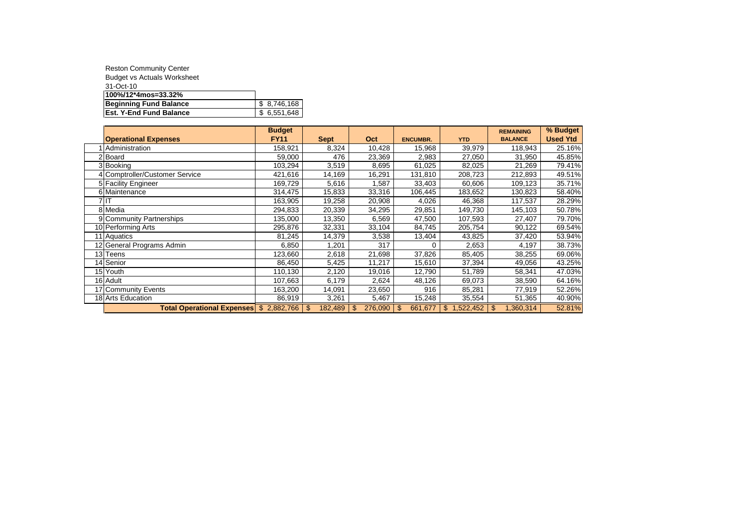Reston Community Center

Budget vs Actuals Worksheet

31-Oct-10

| 100%/12*4mos=33.32% | |
|---|---|
| **Beginning Fund Balance** | $ 8,746,168 |
| **Est. Y-End Fund Balance** | $ 6,551,648 |

| | Operational Expenses | Budget FY11 | Sept | Oct | ENCUMBR. | YTD | REMAINING BALANCE | % Budget Used Ytd |
|---|---|---|---|---|---|---|---|---|
| 1 | Administration | 158,921 | 8,324 | 10,428 | 15,968 | 39,979 | 118,943 | 25.16% |
| 2 | Board | 59,000 | 476 | 23,369 | 2,983 | 27,050 | 31,950 | 45.85% |
| 3 | Booking | 103,294 | 3,519 | 8,695 | 61,025 | 82,025 | 21,269 | 79.41% |
| 4 | Comptroller/Customer Service | 421,616 | 14,169 | 16,291 | 131,810 | 208,723 | 212,893 | 49.51% |
| 5 | Facility Engineer | 169,729 | 5,616 | 1,587 | 33,403 | 60,606 | 109,123 | 35.71% |
| 6 | Maintenance | 314,475 | 15,833 | 33,316 | 106,445 | 183,652 | 130,823 | 58.40% |
| 7 | IT | 163,905 | 19,258 | 20,908 | 4,026 | 46,368 | 117,537 | 28.29% |
| 8 | Media | 294,833 | 20,339 | 34,295 | 29,851 | 149,730 | 145,103 | 50.78% |
| 9 | Community Partnerships | 135,000 | 13,350 | 6,569 | 47,500 | 107,593 | 27,407 | 79.70% |
| 10 | Performing Arts | 295,876 | 32,331 | 33,104 | 84,745 | 205,754 | 90,122 | 69.54% |
| 11 | Aquatics | 81,245 | 14,379 | 3,538 | 13,404 | 43,825 | 37,420 | 53.94% |
| 12 | General Programs Admin | 6,850 | 1,201 | 317 | 0 | 2,653 | 4,197 | 38.73% |
| 13 | Teens | 123,660 | 2,618 | 21,698 | 37,826 | 85,405 | 38,255 | 69.06% |
| 14 | Senior | 86,450 | 5,425 | 11,217 | 15,610 | 37,394 | 49,056 | 43.25% |
| 15 | Youth | 110,130 | 2,120 | 19,016 | 12,790 | 51,789 | 58,341 | 47.03% |
| 16 | Adult | 107,663 | 6,179 | 2,624 | 48,126 | 69,073 | 38,590 | 64.16% |
| 17 | Community Events | 163,200 | 14,091 | 23,650 | 916 | 85,281 | 77,919 | 52.26% |
| 18 | Arts Education | 86,919 | 3,261 | 5,467 | 15,248 | 35,554 | 51,365 | 40.90% |
| | **Total Operational Expenses** | $ 2,882,766 | $ 182,489 | $ 276,090 | $ 661,677 | $ 1,522,452 | $ 1,360,314 | 52.81% |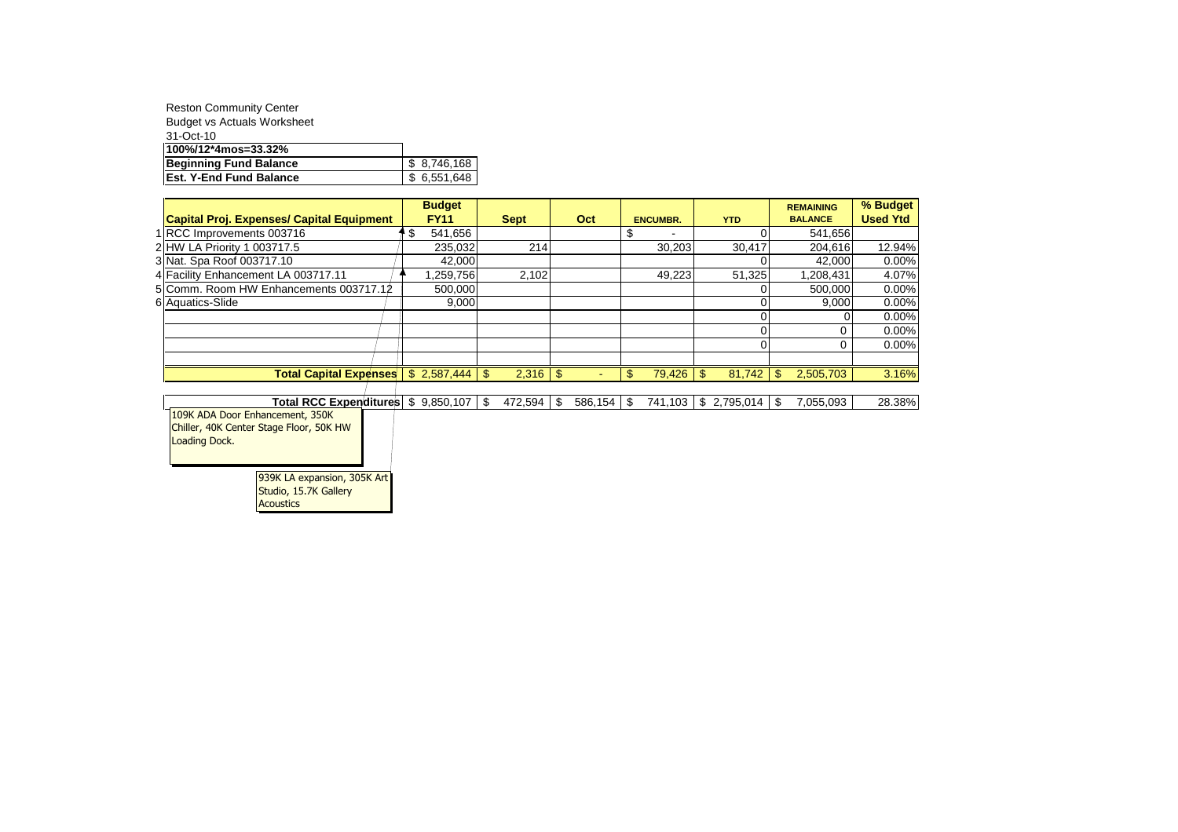Reston Community Center

Budget vs Actuals Worksheet

31-Oct-10

| 100%/12*4mos=33.32% | |
|---|---|
| **Beginning Fund Balance** | $ 8,746,168 |
| **Est. Y-End Fund Balance** | $ 6,551,648 |

| | Capital Proj. Expenses/ Capital Equipment | Budget FY11 | Sept | Oct | ENCUMBR. | YTD | REMAINING BALANCE | % Budget Used Ytd |
|---|---|---|---|---|---|---|---|---|
| 1 | RCC Improvements 003716 | $ 541,656 | | | $ - | 0 | 541,656 | |
| 2 | HW LA Priority 1 003717.5 | 235,032 | 214 | | 30,203 | 30,417 | 204,616 | 12.94% |
| 3 | Nat. Spa Roof 003717.10 | 42,000 | | | | 0 | 42,000 | 0.00% |
| 4 | Facility Enhancement LA 003717.11 | 1,259,756 | 2,102 | | 49,223 | 51,325 | 1,208,431 | 4.07% |
| 5 | Comm. Room HW Enhancements 003717.12 | 500,000 | | | | 0 | 500,000 | 0.00% |
| 6 | Aquatics-Slide | 9,000 | | | | 0 | 9,000 | 0.00% |
| | | | | | | 0 | 0 | 0.00% |
| | | | | | | 0 | 0 | 0.00% |
| | | | | | | 0 | 0 | 0.00% |
| | | | | | | | | |
| | **Total Capital Expenses** | $ 2,587,444 | $ 2,316 | $ - | $ 79,426 | $ 81,742 | $ 2,505,703 | 3.16% |
| | | | | | | | | |
| | **Total RCC Expenditures** | $ 9,850,107 | $ 472,594 | $ 586,154 | $ 741,103 | $ 2,795,014 | $ 7,055,093 | 28.38% |

109K ADA Door Enhancement, 350K Chiller, 40K Center Stage Floor, 50K HW Loading Dock.

939K LA expansion, 305K Art Studio, 15.7K Gallery Acoustics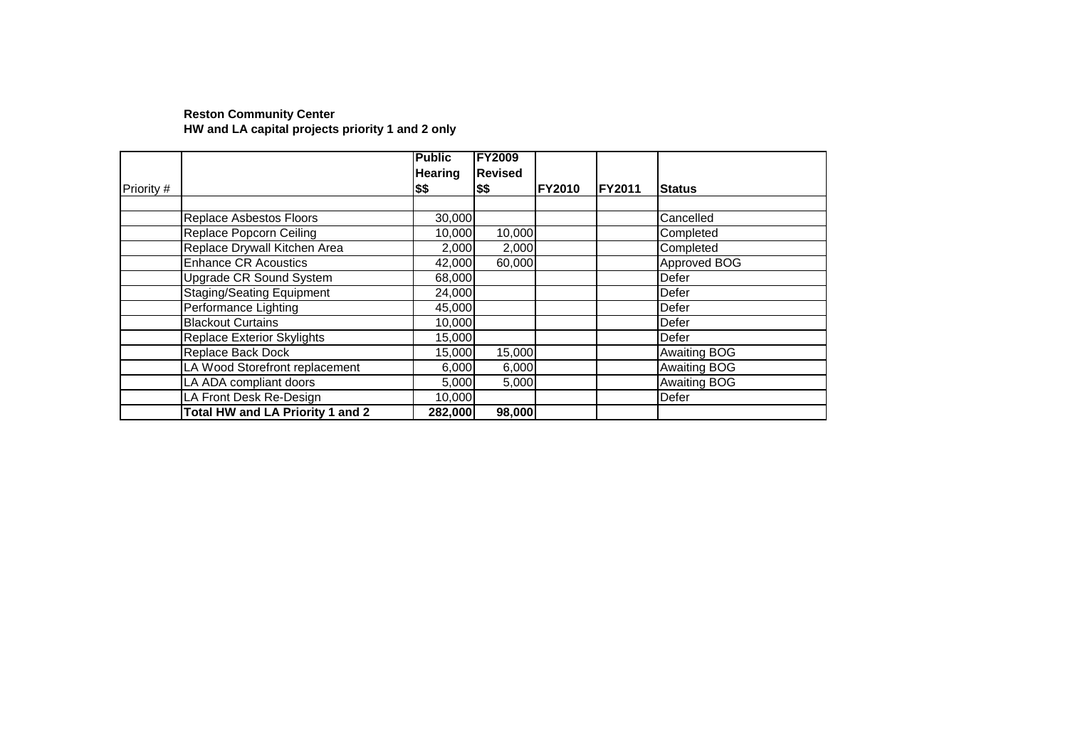**Reston Community Center**
**HW and LA capital projects priority 1 and 2 only**

| Priority # | | Public Hearing $$ | FY2009 Revised $$ | FY2010 | FY2011 | Status |
|---|---|---|---|---|---|---|
| | | | | | | |
| | Replace Asbestos Floors | 30,000 | | | | Cancelled |
| | Replace Popcorn Ceiling | 10,000 | 10,000 | | | Completed |
| | Replace Drywall Kitchen Area | 2,000 | 2,000 | | | Completed |
| | Enhance CR Acoustics | 42,000 | 60,000 | | | Approved BOG |
| | Upgrade CR Sound System | 68,000 | | | | Defer |
| | Staging/Seating Equipment | 24,000 | | | | Defer |
| | Performance Lighting | 45,000 | | | | Defer |
| | Blackout Curtains | 10,000 | | | | Defer |
| | Replace Exterior Skylights | 15,000 | | | | Defer |
| | Replace Back Dock | 15,000 | 15,000 | | | Awaiting BOG |
| | LA Wood Storefront replacement | 6,000 | 6,000 | | | Awaiting BOG |
| | LA ADA compliant doors | 5,000 | 5,000 | | | Awaiting BOG |
| | LA Front Desk Re-Design | 10,000 | | | | Defer |
| | **Total HW and LA Priority 1 and 2** | **282,000** | **98,000** | | | |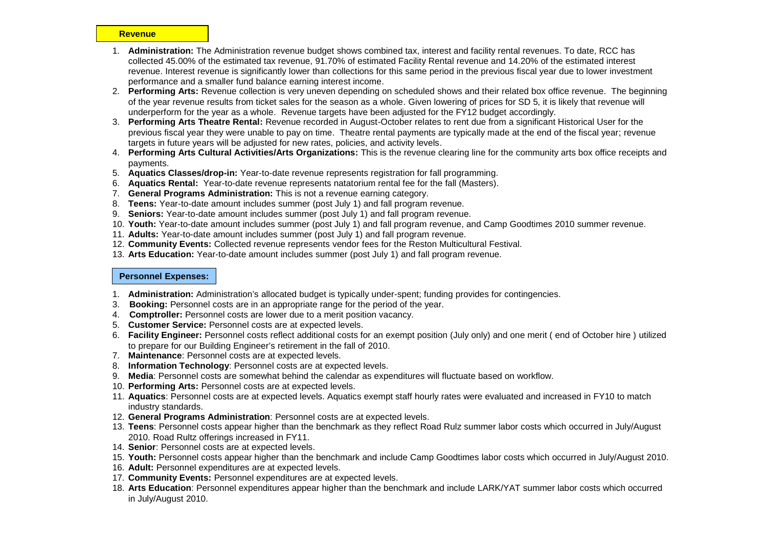**Revenue**

1. **Administration:** The Administration revenue budget shows combined tax, interest and facility rental revenues. To date, RCC has collected 45.00% of the estimated tax revenue, 91.70% of estimated Facility Rental revenue and 14.20% of the estimated interest revenue. Interest revenue is significantly lower than collections for this same period in the previous fiscal year due to lower investment performance and a smaller fund balance earning interest income.
2. **Performing Arts:** Revenue collection is very uneven depending on scheduled shows and their related box office revenue. The beginning of the year revenue results from ticket sales for the season as a whole. Given lowering of prices for SD 5, it is likely that revenue will underperform for the year as a whole. Revenue targets have been adjusted for the FY12 budget accordingly.
3. **Performing Arts Theatre Rental:** Revenue recorded in August-October relates to rent due from a significant Historical User for the previous fiscal year they were unable to pay on time. Theatre rental payments are typically made at the end of the fiscal year; revenue targets in future years will be adjusted for new rates, policies, and activity levels.
4. **Performing Arts Cultural Activities/Arts Organizations:** This is the revenue clearing line for the community arts box office receipts and payments.
5. **Aquatics Classes/drop-in:** Year-to-date revenue represents registration for fall programming.
6. **Aquatics Rental:** Year-to-date revenue represents natatorium rental fee for the fall (Masters).
7. **General Programs Administration:** This is not a revenue earning category.
8. **Teens:** Year-to-date amount includes summer (post July 1) and fall program revenue.
9. **Seniors:** Year-to-date amount includes summer (post July 1) and fall program revenue.
10. **Youth:** Year-to-date amount includes summer (post July 1) and fall program revenue, and Camp Goodtimes 2010 summer revenue.
11. **Adults:** Year-to-date amount includes summer (post July 1) and fall program revenue.
12. **Community Events:** Collected revenue represents vendor fees for the Reston Multicultural Festival.
13. **Arts Education:** Year-to-date amount includes summer (post July 1) and fall program revenue.

**Personnel Expenses:**

1. **Administration:** Administration's allocated budget is typically under-spent; funding provides for contingencies.
3. **Booking:** Personnel costs are in an appropriate range for the period of the year.
4. **Comptroller:** Personnel costs are lower due to a merit position vacancy.
5. **Customer Service:** Personnel costs are at expected levels.
6. **Facility Engineer:** Personnel costs reflect additional costs for an exempt position (July only) and one merit ( end of October hire ) utilized to prepare for our Building Engineer's retirement in the fall of 2010.
7. **Maintenance**: Personnel costs are at expected levels.
8. **Information Technology**: Personnel costs are at expected levels.
9. **Media**: Personnel costs are somewhat behind the calendar as expenditures will fluctuate based on workflow.
10. **Performing Arts:** Personnel costs are at expected levels.
11. **Aquatics**: Personnel costs are at expected levels. Aquatics exempt staff hourly rates were evaluated and increased in FY10 to match industry standards.
12. **General Programs Administration**: Personnel costs are at expected levels.
13. **Teens**: Personnel costs appear higher than the benchmark as they reflect Road Rulz summer labor costs which occurred in July/August 2010. Road Rultz offerings increased in FY11.
14. **Senior**: Personnel costs are at expected levels.
15. **Youth:** Personnel costs appear higher than the benchmark and include Camp Goodtimes labor costs which occurred in July/August 2010.
16. **Adult:** Personnel expenditures are at expected levels.
17. **Community Events:** Personnel expenditures are at expected levels.
18. **Arts Education**: Personnel expenditures appear higher than the benchmark and include LARK/YAT summer labor costs which occurred in July/August 2010.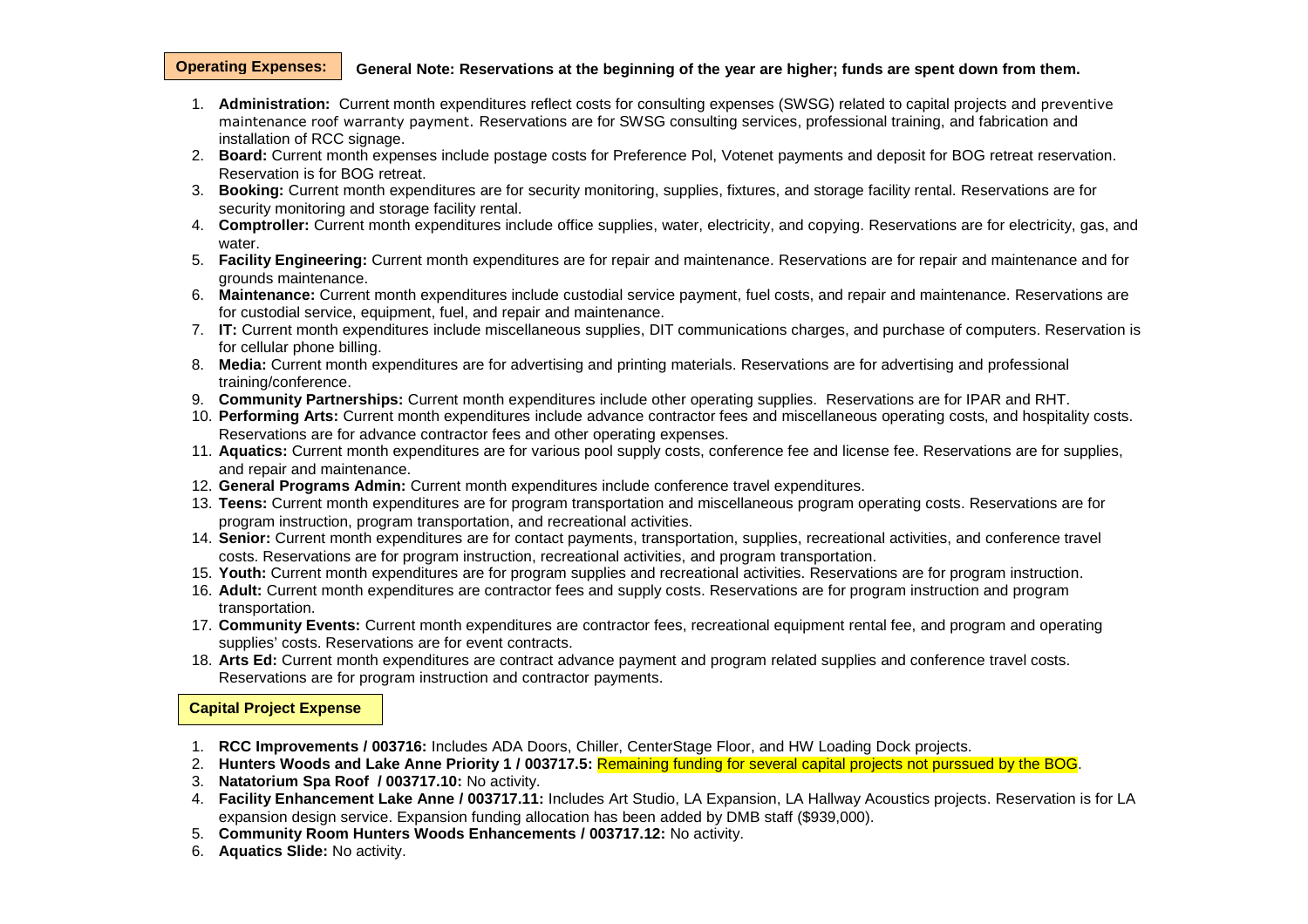**Operating Expenses:**

**General Note: Reservations at the beginning of the year are higher; funds are spent down from them.**

1. **Administration:** Current month expenditures reflect costs for consulting expenses (SWSG) related to capital projects and preventive maintenance roof warranty payment. Reservations are for SWSG consulting services, professional training, and fabrication and installation of RCC signage.
2. **Board:** Current month expenses include postage costs for Preference Pol, Votenet payments and deposit for BOG retreat reservation. Reservation is for BOG retreat.
3. **Booking:** Current month expenditures are for security monitoring, supplies, fixtures, and storage facility rental. Reservations are for security monitoring and storage facility rental.
4. **Comptroller:** Current month expenditures include office supplies, water, electricity, and copying. Reservations are for electricity, gas, and water.
5. **Facility Engineering:** Current month expenditures are for repair and maintenance. Reservations are for repair and maintenance and for grounds maintenance.
6. **Maintenance:** Current month expenditures include custodial service payment, fuel costs, and repair and maintenance. Reservations are for custodial service, equipment, fuel, and repair and maintenance.
7. **IT:** Current month expenditures include miscellaneous supplies, DIT communications charges, and purchase of computers. Reservation is for cellular phone billing.
8. **Media:** Current month expenditures are for advertising and printing materials. Reservations are for advertising and professional training/conference.
9. **Community Partnerships:** Current month expenditures include other operating supplies. Reservations are for IPAR and RHT.
10. **Performing Arts:** Current month expenditures include advance contractor fees and miscellaneous operating costs, and hospitality costs. Reservations are for advance contractor fees and other operating expenses.
11. **Aquatics:** Current month expenditures are for various pool supply costs, conference fee and license fee. Reservations are for supplies, and repair and maintenance.
12. **General Programs Admin:** Current month expenditures include conference travel expenditures.
13. **Teens:** Current month expenditures are for program transportation and miscellaneous program operating costs. Reservations are for program instruction, program transportation, and recreational activities.
14. **Senior:** Current month expenditures are for contact payments, transportation, supplies, recreational activities, and conference travel costs. Reservations are for program instruction, recreational activities, and program transportation.
15. **Youth:** Current month expenditures are for program supplies and recreational activities. Reservations are for program instruction.
16. **Adult:** Current month expenditures are contractor fees and supply costs. Reservations are for program instruction and program transportation.
17. **Community Events:** Current month expenditures are contractor fees, recreational equipment rental fee, and program and operating supplies' costs. Reservations are for event contracts.
18. **Arts Ed:** Current month expenditures are contract advance payment and program related supplies and conference travel costs. Reservations are for program instruction and contractor payments.

**Capital Project Expense**

1. **RCC Improvements / 003716:** Includes ADA Doors, Chiller, CenterStage Floor, and HW Loading Dock projects.
2. **Hunters Woods and Lake Anne Priority 1 / 003717.5:** Remaining funding for several capital projects not purssued by the BOG.
3. **Natatorium Spa Roof / 003717.10:** No activity.
4. **Facility Enhancement Lake Anne / 003717.11:** Includes Art Studio, LA Expansion, LA Hallway Acoustics projects. Reservation is for LA expansion design service. Expansion funding allocation has been added by DMB staff ($939,000).
5. **Community Room Hunters Woods Enhancements / 003717.12:** No activity.
6. **Aquatics Slide:** No activity.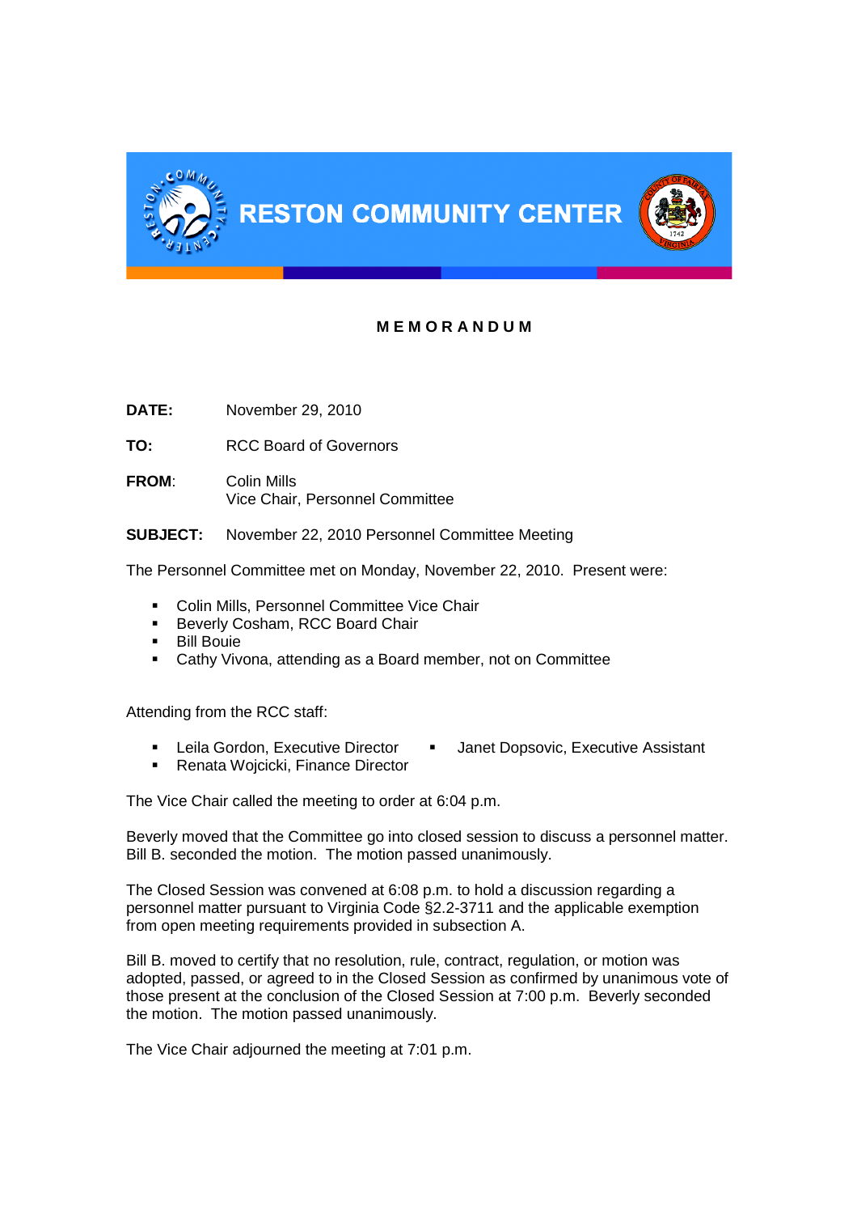RESTON COMMUNITY CENTER

**M E M O R A N D U M**

**DATE:** November 29, 2010

**TO:** RCC Board of Governors

**FROM:** Colin Mills
Vice Chair, Personnel Committee

**SUBJECT:** November 22, 2010 Personnel Committee Meeting

The Personnel Committee met on Monday, November 22, 2010. Present were:

- Colin Mills, Personnel Committee Vice Chair
- Beverly Cosham, RCC Board Chair
- Bill Bouie
- Cathy Vivona, attending as a Board member, not on Committee

Attending from the RCC staff:

- Leila Gordon, Executive Director
- Janet Dopsovic, Executive Assistant
- Renata Wojcicki, Finance Director

The Vice Chair called the meeting to order at 6:04 p.m.

Beverly moved that the Committee go into closed session to discuss a personnel matter. Bill B. seconded the motion. The motion passed unanimously.

The Closed Session was convened at 6:08 p.m. to hold a discussion regarding a personnel matter pursuant to Virginia Code §2.2-3711 and the applicable exemption from open meeting requirements provided in subsection A.

Bill B. moved to certify that no resolution, rule, contract, regulation, or motion was adopted, passed, or agreed to in the Closed Session as confirmed by unanimous vote of those present at the conclusion of the Closed Session at 7:00 p.m. Beverly seconded the motion. The motion passed unanimously.

The Vice Chair adjourned the meeting at 7:01 p.m.